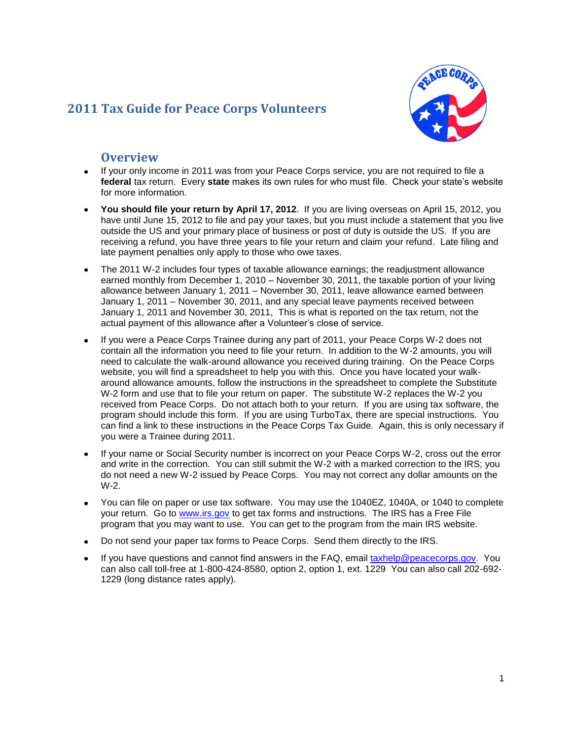# 2011 Tax Guide for Peace Corps Volunteers

## Overview

- If your only income in 2011 was from your Peace Corps service, you are not required to file a **federal** tax return. Every **state** makes its own rules for who must file. Check your state's website for more information.
- **You should file your return by April 17, 2012**. If you are living overseas on April 15, 2012, you have until June 15, 2012 to file and pay your taxes, but you must include a statement that you live outside the US and your primary place of business or post of duty is outside the US. If you are receiving a refund, you have three years to file your return and claim your refund. Late filing and late payment penalties only apply to those who owe taxes.
- The 2011 W-2 includes four types of taxable allowance earnings; the readjustment allowance earned monthly from December 1, 2010 – November 30, 2011, the taxable portion of your living allowance between January 1, 2011 – November 30, 2011, leave allowance earned between January 1, 2011 – November 30, 2011, and any special leave payments received between January 1, 2011 and November 30, 2011, This is what is reported on the tax return, not the actual payment of this allowance after a Volunteer's close of service.
- If you were a Peace Corps Trainee during any part of 2011, your Peace Corps W-2 does not contain all the information you need to file your return. In addition to the W-2 amounts, you will need to calculate the walk-around allowance you received during training. On the Peace Corps website, you will find a spreadsheet to help you with this. Once you have located your walk-around allowance amounts, follow the instructions in the spreadsheet to complete the Substitute W-2 form and use that to file your return on paper. The substitute W-2 replaces the W-2 you received from Peace Corps. Do not attach both to your return. If you are using tax software, the program should include this form. If you are using TurboTax, there are special instructions. You can find a link to these instructions in the Peace Corps Tax Guide. Again, this is only necessary if you were a Trainee during 2011.
- If your name or Social Security number is incorrect on your Peace Corps W-2, cross out the error and write in the correction. You can still submit the W-2 with a marked correction to the IRS; you do not need a new W-2 issued by Peace Corps. You may not correct any dollar amounts on the W-2.
- You can file on paper or use tax software. You may use the 1040EZ, 1040A, or 1040 to complete your return. Go to www.irs.gov to get tax forms and instructions. The IRS has a Free File program that you may want to use. You can get to the program from the main IRS website.
- Do not send your paper tax forms to Peace Corps. Send them directly to the IRS.
- If you have questions and cannot find answers in the FAQ, email taxhelp@peacecorps.gov. You can also call toll-free at 1-800-424-8580, option 2, option 1, ext. 1229 You can also call 202-692-1229 (long distance rates apply).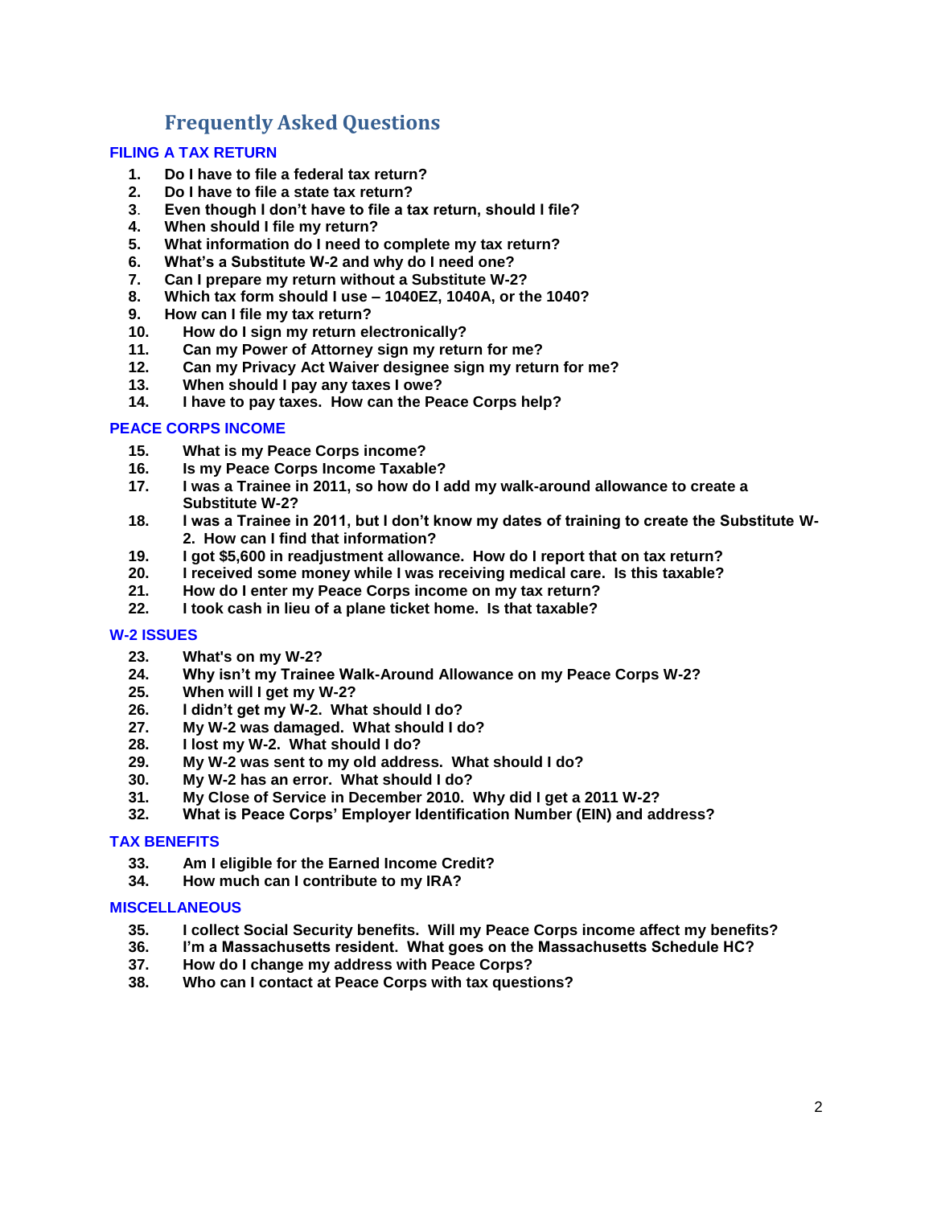# Frequently Asked Questions

## FILING A TAX RETURN

1. **Do I have to file a federal tax return?**
2. **Do I have to file a state tax return?**
3. **Even though I don't have to file a tax return, should I file?**
4. **When should I file my return?**
5. **What information do I need to complete my tax return?**
6. **What's a Substitute W-2 and why do I need one?**
7. **Can I prepare my return without a Substitute W-2?**
8. **Which tax form should I use – 1040EZ, 1040A, or the 1040?**
9. **How can I file my tax return?**
10. **How do I sign my return electronically?**
11. **Can my Power of Attorney sign my return for me?**
12. **Can my Privacy Act Waiver designee sign my return for me?**
13. **When should I pay any taxes I owe?**
14. **I have to pay taxes. How can the Peace Corps help?**

## PEACE CORPS INCOME

15. **What is my Peace Corps income?**
16. **Is my Peace Corps Income Taxable?**
17. **I was a Trainee in 2011, so how do I add my walk-around allowance to create a Substitute W-2?**
18. **I was a Trainee in 2011, but I don't know my dates of training to create the Substitute W-2. How can I find that information?**
19. **I got $5,600 in readjustment allowance. How do I report that on tax return?**
20. **I received some money while I was receiving medical care. Is this taxable?**
21. **How do I enter my Peace Corps income on my tax return?**
22. **I took cash in lieu of a plane ticket home. Is that taxable?**

## W-2 ISSUES

23. **What's on my W-2?**
24. **Why isn't my Trainee Walk-Around Allowance on my Peace Corps W-2?**
25. **When will I get my W-2?**
26. **I didn't get my W-2. What should I do?**
27. **My W-2 was damaged. What should I do?**
28. **I lost my W-2. What should I do?**
29. **My W-2 was sent to my old address. What should I do?**
30. **My W-2 has an error. What should I do?**
31. **My Close of Service in December 2010. Why did I get a 2011 W-2?**
32. **What is Peace Corps' Employer Identification Number (EIN) and address?**

## TAX BENEFITS

33. **Am I eligible for the Earned Income Credit?**
34. **How much can I contribute to my IRA?**

## MISCELLANEOUS

35. **I collect Social Security benefits. Will my Peace Corps income affect my benefits?**
36. **I'm a Massachusetts resident. What goes on the Massachusetts Schedule HC?**
37. **How do I change my address with Peace Corps?**
38. **Who can I contact at Peace Corps with tax questions?**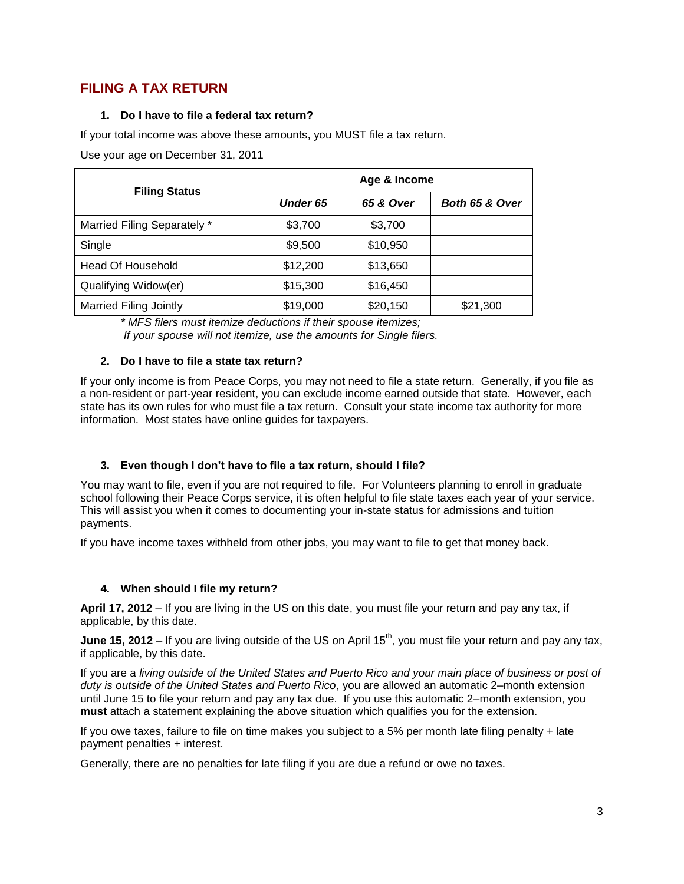## FILING A TAX RETURN

### 1. Do I have to file a federal tax return?

If your total income was above these amounts, you MUST file a tax return.

Use your age on December 31, 2011

| Filing Status | Age & Income | | |
|---|---|---|---|
| | ***Under 65*** | ***65 & Over*** | ***Both 65 & Over*** |
| Married Filing Separately * | $3,700 | $3,700 | |
| Single | $9,500 | $10,950 | |
| Head Of Household | $12,200 | $13,650 | |
| Qualifying Widow(er) | $15,300 | $16,450 | |
| Married Filing Jointly | $19,000 | $20,150 | $21,300 |

*\* MFS filers must itemize deductions if their spouse itemizes;*
*If your spouse will not itemize, use the amounts for Single filers.*

### 2. Do I have to file a state tax return?

If your only income is from Peace Corps, you may not need to file a state return. Generally, if you file as a non-resident or part-year resident, you can exclude income earned outside that state. However, each state has its own rules for who must file a tax return. Consult your state income tax authority for more information. Most states have online guides for taxpayers.

### 3. Even though I don't have to file a tax return, should I file?

You may want to file, even if you are not required to file. For Volunteers planning to enroll in graduate school following their Peace Corps service, it is often helpful to file state taxes each year of your service. This will assist you when it comes to documenting your in-state status for admissions and tuition payments.

If you have income taxes withheld from other jobs, you may want to file to get that money back.

### 4. When should I file my return?

**April 17, 2012** – If you are living in the US on this date, you must file your return and pay any tax, if applicable, by this date.

**June 15, 2012** – If you are living outside of the US on April 15th, you must file your return and pay any tax, if applicable, by this date.

If you are a *living outside of the United States and Puerto Rico and your main place of business or post of duty is outside of the United States and Puerto Rico*, you are allowed an automatic 2–month extension until June 15 to file your return and pay any tax due. If you use this automatic 2–month extension, you **must** attach a statement explaining the above situation which qualifies you for the extension.

If you owe taxes, failure to file on time makes you subject to a 5% per month late filing penalty + late payment penalties + interest.

Generally, there are no penalties for late filing if you are due a refund or owe no taxes.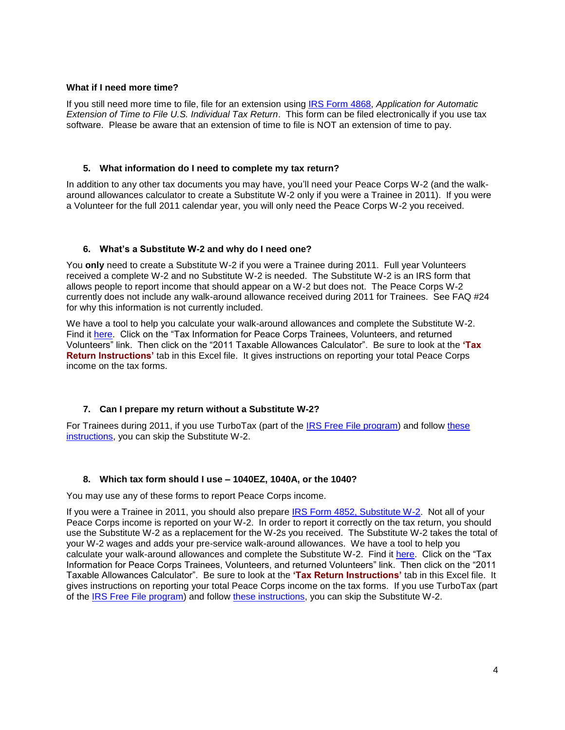### What if I need more time?

If you still need more time to file, file for an extension using IRS Form 4868, *Application for Automatic Extension of Time to File U.S. Individual Tax Return*. This form can be filed electronically if you use tax software. Please be aware that an extension of time to file is NOT an extension of time to pay.

### 5. What information do I need to complete my tax return?

In addition to any other tax documents you may have, you'll need your Peace Corps W-2 (and the walk-around allowances calculator to create a Substitute W-2 only if you were a Trainee in 2011). If you were a Volunteer for the full 2011 calendar year, you will only need the Peace Corps W-2 you received.

### 6. What's a Substitute W-2 and why do I need one?

You **only** need to create a Substitute W-2 if you were a Trainee during 2011. Full year Volunteers received a complete W-2 and no Substitute W-2 is needed. The Substitute W-2 is an IRS form that allows people to report income that should appear on a W-2 but does not. The Peace Corps W-2 currently does not include any walk-around allowance received during 2011 for Trainees. See FAQ #24 for why this information is not currently included.

We have a tool to help you calculate your walk-around allowances and complete the Substitute W-2. Find it here. Click on the "Tax Information for Peace Corps Trainees, Volunteers, and returned Volunteers" link. Then click on the "2011 Taxable Allowances Calculator". Be sure to look at the **'Tax Return Instructions'** tab in this Excel file. It gives instructions on reporting your total Peace Corps income on the tax forms.

### 7. Can I prepare my return without a Substitute W-2?

For Trainees during 2011, if you use TurboTax (part of the IRS Free File program) and follow these instructions, you can skip the Substitute W-2.

### 8. Which tax form should I use – 1040EZ, 1040A, or the 1040?

You may use any of these forms to report Peace Corps income.

If you were a Trainee in 2011, you should also prepare IRS Form 4852, Substitute W-2. Not all of your Peace Corps income is reported on your W-2. In order to report it correctly on the tax return, you should use the Substitute W-2 as a replacement for the W-2s you received. The Substitute W-2 takes the total of your W-2 wages and adds your pre-service walk-around allowances. We have a tool to help you calculate your walk-around allowances and complete the Substitute W-2. Find it here. Click on the "Tax Information for Peace Corps Trainees, Volunteers, and returned Volunteers" link. Then click on the "2011 Taxable Allowances Calculator". Be sure to look at the **'Tax Return Instructions'** tab in this Excel file. It gives instructions on reporting your total Peace Corps income on the tax forms. If you use TurboTax (part of the IRS Free File program) and follow these instructions, you can skip the Substitute W-2.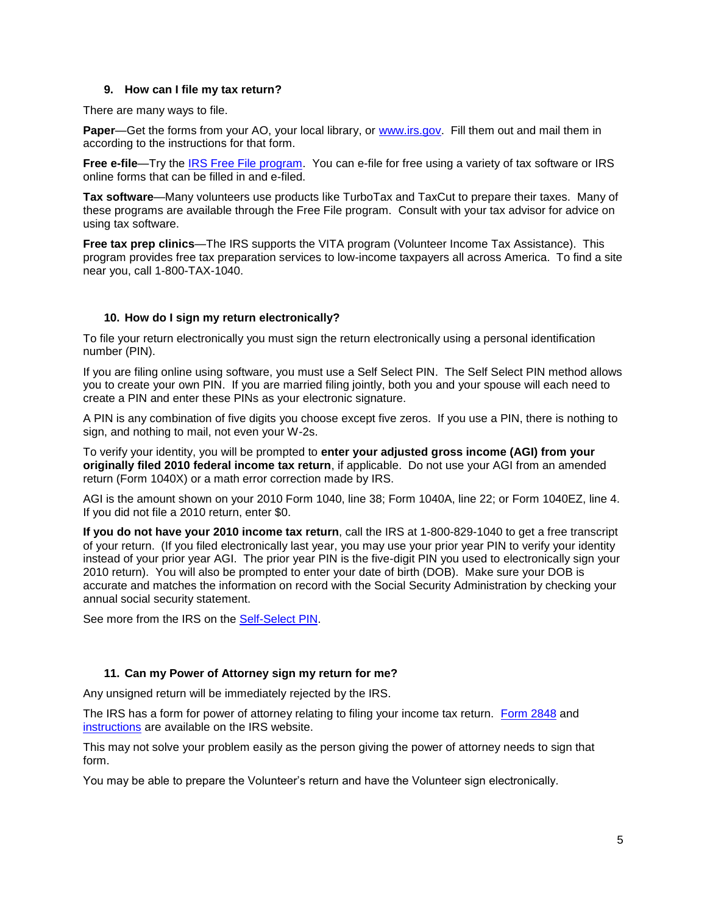### 9. How can I file my tax return?

There are many ways to file.

**Paper**—Get the forms from your AO, your local library, or [www.irs.gov](http://www.irs.gov). Fill them out and mail them in according to the instructions for that form.

**Free e-file**—Try the [IRS Free File program](#). You can e-file for free using a variety of tax software or IRS online forms that can be filled in and e-filed.

**Tax software**—Many volunteers use products like TurboTax and TaxCut to prepare their taxes. Many of these programs are available through the Free File program. Consult with your tax advisor for advice on using tax software.

**Free tax prep clinics**—The IRS supports the VITA program (Volunteer Income Tax Assistance). This program provides free tax preparation services to low-income taxpayers all across America. To find a site near you, call 1-800-TAX-1040.

### 10. How do I sign my return electronically?

To file your return electronically you must sign the return electronically using a personal identification number (PIN).

If you are filing online using software, you must use a Self Select PIN. The Self Select PIN method allows you to create your own PIN. If you are married filing jointly, both you and your spouse will each need to create a PIN and enter these PINs as your electronic signature.

A PIN is any combination of five digits you choose except five zeros. If you use a PIN, there is nothing to sign, and nothing to mail, not even your W-2s.

To verify your identity, you will be prompted to **enter your adjusted gross income (AGI) from your originally filed 2010 federal income tax return**, if applicable. Do not use your AGI from an amended return (Form 1040X) or a math error correction made by IRS.

AGI is the amount shown on your 2010 Form 1040, line 38; Form 1040A, line 22; or Form 1040EZ, line 4. If you did not file a 2010 return, enter $0.

**If you do not have your 2010 income tax return**, call the IRS at 1-800-829-1040 to get a free transcript of your return. (If you filed electronically last year, you may use your prior year PIN to verify your identity instead of your prior year AGI. The prior year PIN is the five-digit PIN you used to electronically sign your 2010 return). You will also be prompted to enter your date of birth (DOB). Make sure your DOB is accurate and matches the information on record with the Social Security Administration by checking your annual social security statement.

See more from the IRS on the [Self-Select PIN](#).

### 11. Can my Power of Attorney sign my return for me?

Any unsigned return will be immediately rejected by the IRS.

The IRS has a form for power of attorney relating to filing your income tax return. [Form 2848](#) and [instructions](#) are available on the IRS website.

This may not solve your problem easily as the person giving the power of attorney needs to sign that form.

You may be able to prepare the Volunteer's return and have the Volunteer sign electronically.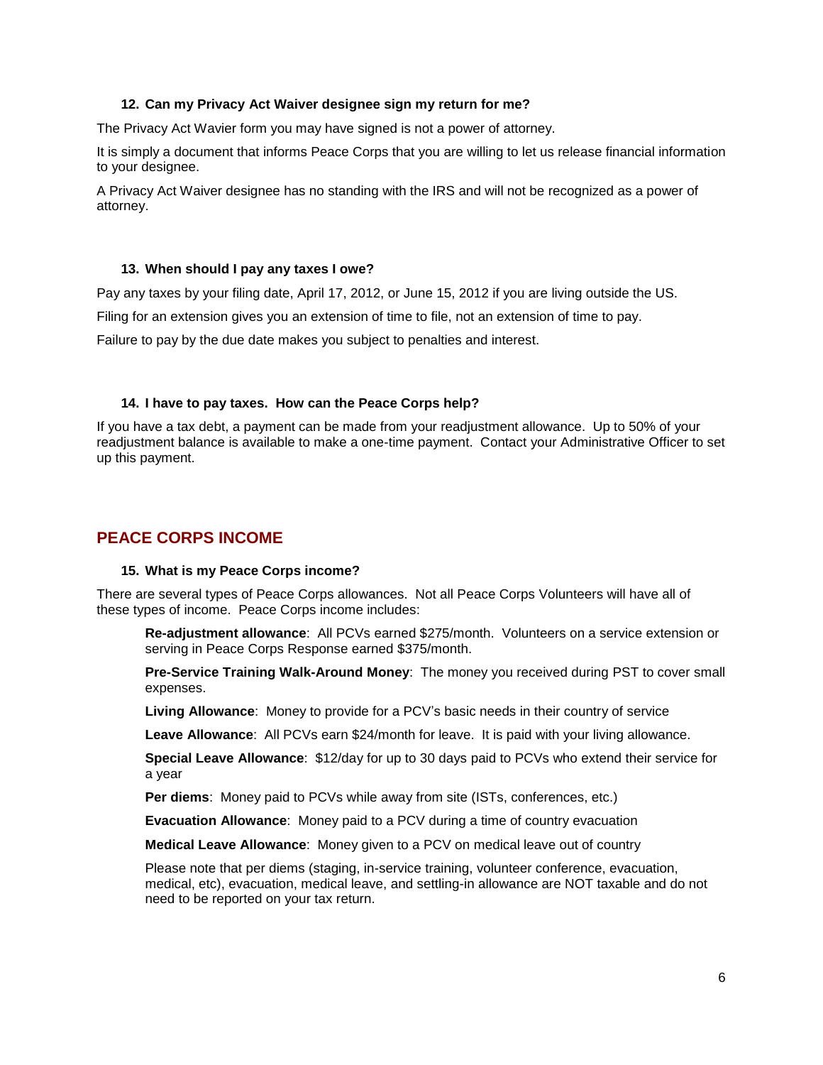### 12. Can my Privacy Act Waiver designee sign my return for me?

The Privacy Act Wavier form you may have signed is not a power of attorney.

It is simply a document that informs Peace Corps that you are willing to let us release financial information to your designee.

A Privacy Act Waiver designee has no standing with the IRS and will not be recognized as a power of attorney.

### 13. When should I pay any taxes I owe?

Pay any taxes by your filing date, April 17, 2012, or June 15, 2012 if you are living outside the US.

Filing for an extension gives you an extension of time to file, not an extension of time to pay.

Failure to pay by the due date makes you subject to penalties and interest.

### 14. I have to pay taxes. How can the Peace Corps help?

If you have a tax debt, a payment can be made from your readjustment allowance. Up to 50% of your readjustment balance is available to make a one-time payment. Contact your Administrative Officer to set up this payment.

## PEACE CORPS INCOME

### 15. What is my Peace Corps income?

There are several types of Peace Corps allowances. Not all Peace Corps Volunteers will have all of these types of income. Peace Corps income includes:

**Re-adjustment allowance**: All PCVs earned $275/month. Volunteers on a service extension or serving in Peace Corps Response earned $375/month.

**Pre-Service Training Walk-Around Money**: The money you received during PST to cover small expenses.

**Living Allowance**: Money to provide for a PCV's basic needs in their country of service

**Leave Allowance**: All PCVs earn $24/month for leave. It is paid with your living allowance.

**Special Leave Allowance**: $12/day for up to 30 days paid to PCVs who extend their service for a year

**Per diems**: Money paid to PCVs while away from site (ISTs, conferences, etc.)

**Evacuation Allowance**: Money paid to a PCV during a time of country evacuation

**Medical Leave Allowance**: Money given to a PCV on medical leave out of country

Please note that per diems (staging, in-service training, volunteer conference, evacuation, medical, etc), evacuation, medical leave, and settling-in allowance are NOT taxable and do not need to be reported on your tax return.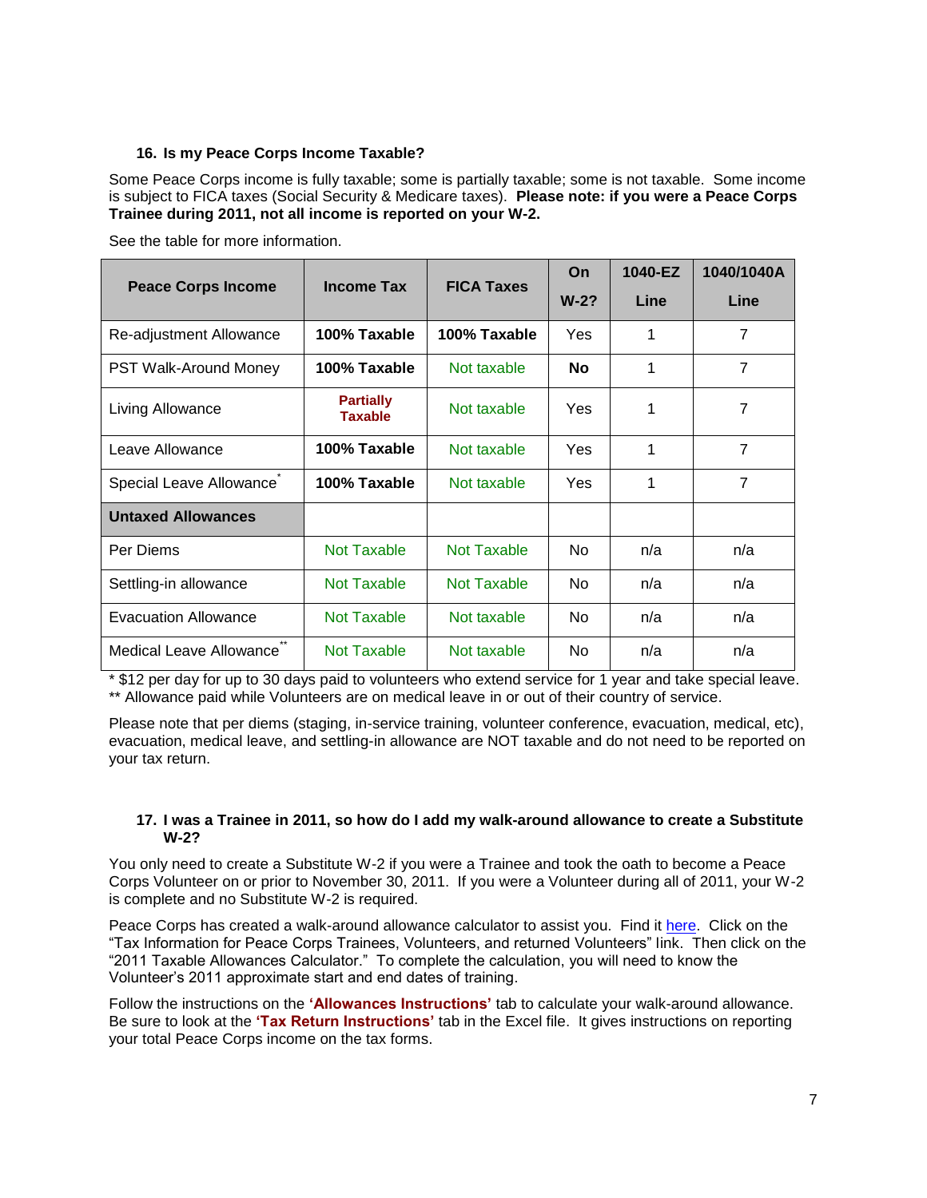### 16. Is my Peace Corps Income Taxable?

Some Peace Corps income is fully taxable; some is partially taxable; some is not taxable. Some income is subject to FICA taxes (Social Security & Medicare taxes). **Please note: if you were a Peace Corps Trainee during 2011, not all income is reported on your W-2.**

See the table for more information.

| Peace Corps Income | Income Tax | FICA Taxes | On W-2? | 1040-EZ Line | 1040/1040A Line |
|---|---|---|---|---|---|
| Re-adjustment Allowance | **100% Taxable** | **100% Taxable** | Yes | 1 | 7 |
| PST Walk-Around Money | **100% Taxable** | Not taxable | **No** | 1 | 7 |
| Living Allowance | **Partially Taxable** | Not taxable | Yes | 1 | 7 |
| Leave Allowance | **100% Taxable** | Not taxable | Yes | 1 | 7 |
| Special Leave Allowance* | **100% Taxable** | Not taxable | Yes | 1 | 7 |
| **Untaxed Allowances** | | | | | |
| Per Diems | Not Taxable | Not Taxable | No | n/a | n/a |
| Settling-in allowance | Not Taxable | Not Taxable | No | n/a | n/a |
| Evacuation Allowance | Not Taxable | Not taxable | No | n/a | n/a |
| Medical Leave Allowance** | Not Taxable | Not taxable | No | n/a | n/a |

\* $12 per day for up to 30 days paid to volunteers who extend service for 1 year and take special leave.
\*\* Allowance paid while Volunteers are on medical leave in or out of their country of service.

Please note that per diems (staging, in-service training, volunteer conference, evacuation, medical, etc), evacuation, medical leave, and settling-in allowance are NOT taxable and do not need to be reported on your tax return.

### 17. I was a Trainee in 2011, so how do I add my walk-around allowance to create a Substitute W-2?

You only need to create a Substitute W-2 if you were a Trainee and took the oath to become a Peace Corps Volunteer on or prior to November 30, 2011. If you were a Volunteer during all of 2011, your W-2 is complete and no Substitute W-2 is required.

Peace Corps has created a walk-around allowance calculator to assist you. Find it here. Click on the "Tax Information for Peace Corps Trainees, Volunteers, and returned Volunteers" link. Then click on the "2011 Taxable Allowances Calculator." To complete the calculation, you will need to know the Volunteer's 2011 approximate start and end dates of training.

Follow the instructions on the **'Allowances Instructions'** tab to calculate your walk-around allowance. Be sure to look at the **'Tax Return Instructions'** tab in the Excel file. It gives instructions on reporting your total Peace Corps income on the tax forms.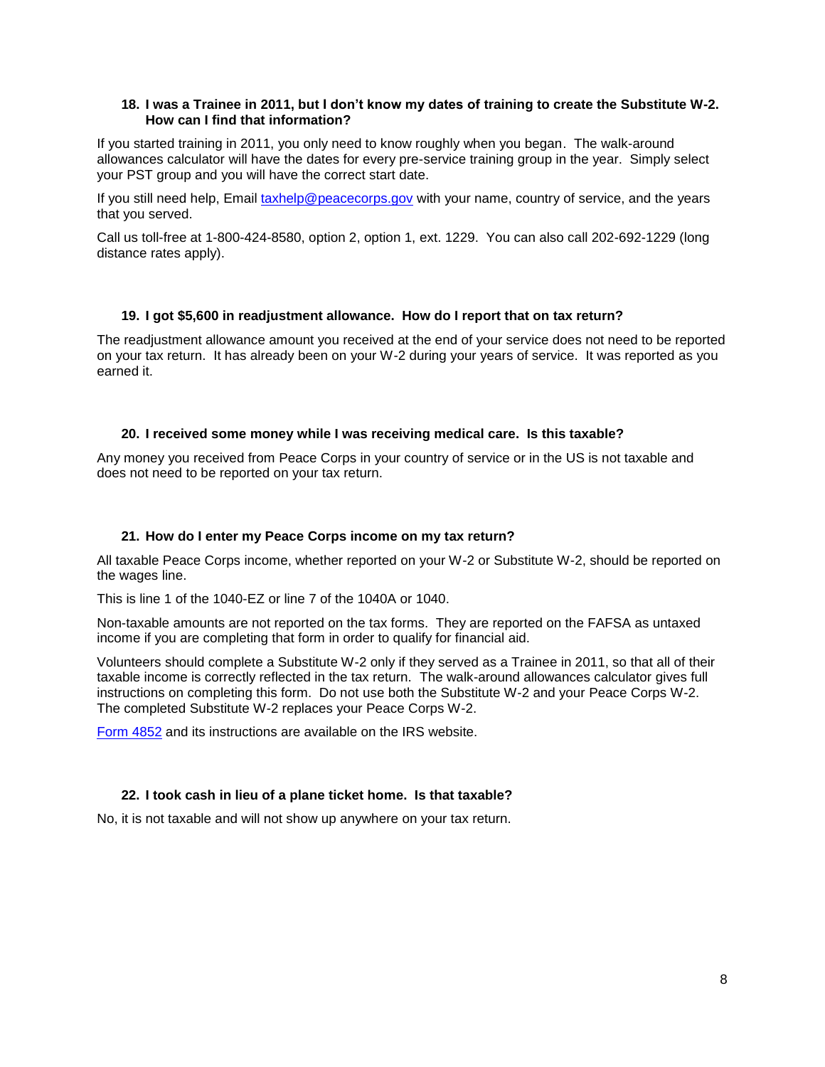### 18. I was a Trainee in 2011, but I don't know my dates of training to create the Substitute W-2. How can I find that information?

If you started training in 2011, you only need to know roughly when you began. The walk-around allowances calculator will have the dates for every pre-service training group in the year. Simply select your PST group and you will have the correct start date.

If you still need help, Email [taxhelp@peacecorps.gov](mailto:taxhelp@peacecorps.gov) with your name, country of service, and the years that you served.

Call us toll-free at 1-800-424-8580, option 2, option 1, ext. 1229. You can also call 202-692-1229 (long distance rates apply).

### 19. I got $5,600 in readjustment allowance. How do I report that on tax return?

The readjustment allowance amount you received at the end of your service does not need to be reported on your tax return. It has already been on your W-2 during your years of service. It was reported as you earned it.

### 20. I received some money while I was receiving medical care. Is this taxable?

Any money you received from Peace Corps in your country of service or in the US is not taxable and does not need to be reported on your tax return.

### 21. How do I enter my Peace Corps income on my tax return?

All taxable Peace Corps income, whether reported on your W-2 or Substitute W-2, should be reported on the wages line.

This is line 1 of the 1040-EZ or line 7 of the 1040A or 1040.

Non-taxable amounts are not reported on the tax forms. They are reported on the FAFSA as untaxed income if you are completing that form in order to qualify for financial aid.

Volunteers should complete a Substitute W-2 only if they served as a Trainee in 2011, so that all of their taxable income is correctly reflected in the tax return. The walk-around allowances calculator gives full instructions on completing this form. Do not use both the Substitute W-2 and your Peace Corps W-2. The completed Substitute W-2 replaces your Peace Corps W-2.

Form 4852 and its instructions are available on the IRS website.

### 22. I took cash in lieu of a plane ticket home. Is that taxable?

No, it is not taxable and will not show up anywhere on your tax return.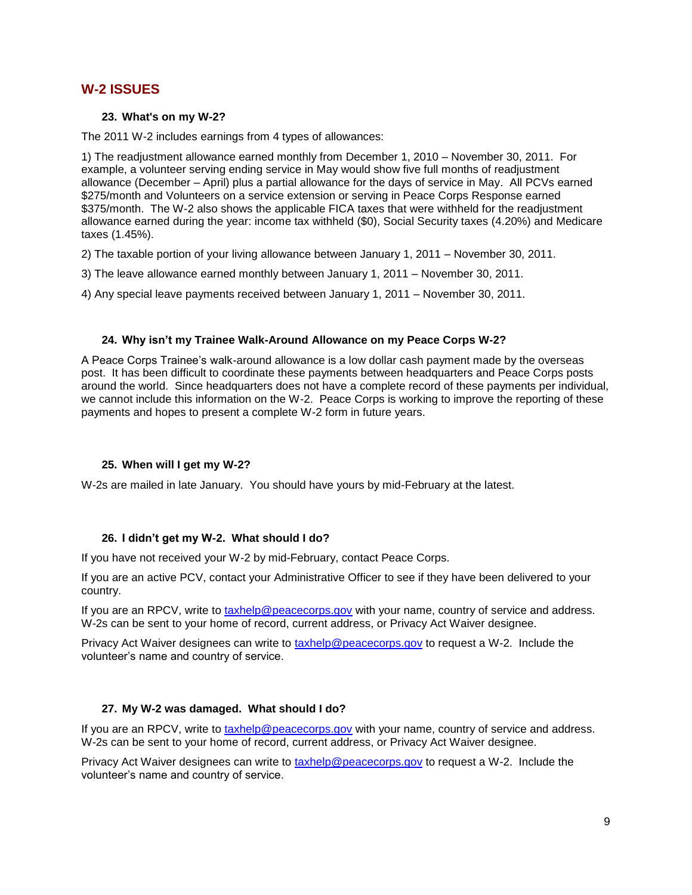## W-2 ISSUES

### 23. What's on my W-2?

The 2011 W-2 includes earnings from 4 types of allowances:

1) The readjustment allowance earned monthly from December 1, 2010 – November 30, 2011. For example, a volunteer serving ending service in May would show five full months of readjustment allowance (December – April) plus a partial allowance for the days of service in May. All PCVs earned $275/month and Volunteers on a service extension or serving in Peace Corps Response earned $375/month. The W-2 also shows the applicable FICA taxes that were withheld for the readjustment allowance earned during the year: income tax withheld ($0), Social Security taxes (4.20%) and Medicare taxes (1.45%).

2) The taxable portion of your living allowance between January 1, 2011 – November 30, 2011.

3) The leave allowance earned monthly between January 1, 2011 – November 30, 2011.

4) Any special leave payments received between January 1, 2011 – November 30, 2011.

### 24. Why isn't my Trainee Walk-Around Allowance on my Peace Corps W-2?

A Peace Corps Trainee's walk-around allowance is a low dollar cash payment made by the overseas post. It has been difficult to coordinate these payments between headquarters and Peace Corps posts around the world. Since headquarters does not have a complete record of these payments per individual, we cannot include this information on the W-2. Peace Corps is working to improve the reporting of these payments and hopes to present a complete W-2 form in future years.

### 25. When will I get my W-2?

W-2s are mailed in late January. You should have yours by mid-February at the latest.

### 26. I didn't get my W-2. What should I do?

If you have not received your W-2 by mid-February, contact Peace Corps.

If you are an active PCV, contact your Administrative Officer to see if they have been delivered to your country.

If you are an RPCV, write to taxhelp@peacecorps.gov with your name, country of service and address. W-2s can be sent to your home of record, current address, or Privacy Act Waiver designee.

Privacy Act Waiver designees can write to taxhelp@peacecorps.gov to request a W-2. Include the volunteer's name and country of service.

### 27. My W-2 was damaged. What should I do?

If you are an RPCV, write to taxhelp@peacecorps.gov with your name, country of service and address. W-2s can be sent to your home of record, current address, or Privacy Act Waiver designee.

Privacy Act Waiver designees can write to taxhelp@peacecorps.gov to request a W-2. Include the volunteer's name and country of service.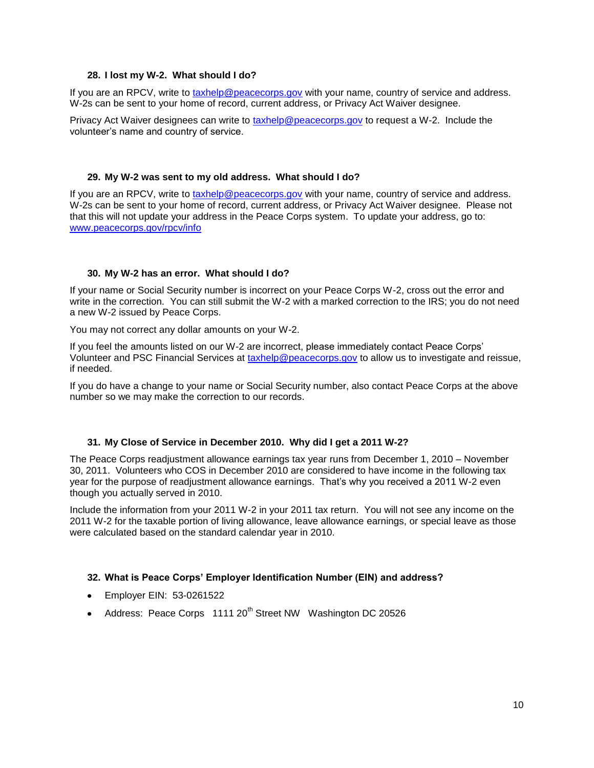### 28. I lost my W-2. What should I do?

If you are an RPCV, write to [taxhelp@peacecorps.gov](mailto:taxhelp@peacecorps.gov) with your name, country of service and address. W-2s can be sent to your home of record, current address, or Privacy Act Waiver designee.

Privacy Act Waiver designees can write to [taxhelp@peacecorps.gov](mailto:taxhelp@peacecorps.gov) to request a W-2. Include the volunteer's name and country of service.

### 29. My W-2 was sent to my old address. What should I do?

If you are an RPCV, write to [taxhelp@peacecorps.gov](mailto:taxhelp@peacecorps.gov) with your name, country of service and address. W-2s can be sent to your home of record, current address, or Privacy Act Waiver designee. Please not that this will not update your address in the Peace Corps system. To update your address, go to: [www.peacecorps.gov/rpcv/info](http://www.peacecorps.gov/rpcv/info)

### 30. My W-2 has an error. What should I do?

If your name or Social Security number is incorrect on your Peace Corps W-2, cross out the error and write in the correction. You can still submit the W-2 with a marked correction to the IRS; you do not need a new W-2 issued by Peace Corps.

You may not correct any dollar amounts on your W-2.

If you feel the amounts listed on our W-2 are incorrect, please immediately contact Peace Corps' Volunteer and PSC Financial Services at [taxhelp@peacecorps.gov](mailto:taxhelp@peacecorps.gov) to allow us to investigate and reissue, if needed.

If you do have a change to your name or Social Security number, also contact Peace Corps at the above number so we may make the correction to our records.

### 31. My Close of Service in December 2010. Why did I get a 2011 W-2?

The Peace Corps readjustment allowance earnings tax year runs from December 1, 2010 – November 30, 2011. Volunteers who COS in December 2010 are considered to have income in the following tax year for the purpose of readjustment allowance earnings. That's why you received a 2011 W-2 even though you actually served in 2010.

Include the information from your 2011 W-2 in your 2011 tax return. You will not see any income on the 2011 W-2 for the taxable portion of living allowance, leave allowance earnings, or special leave as those were calculated based on the standard calendar year in 2010.

### 32. What is Peace Corps' Employer Identification Number (EIN) and address?

- Employer EIN: 53-0261522
- Address: Peace Corps 1111 20th Street NW Washington DC 20526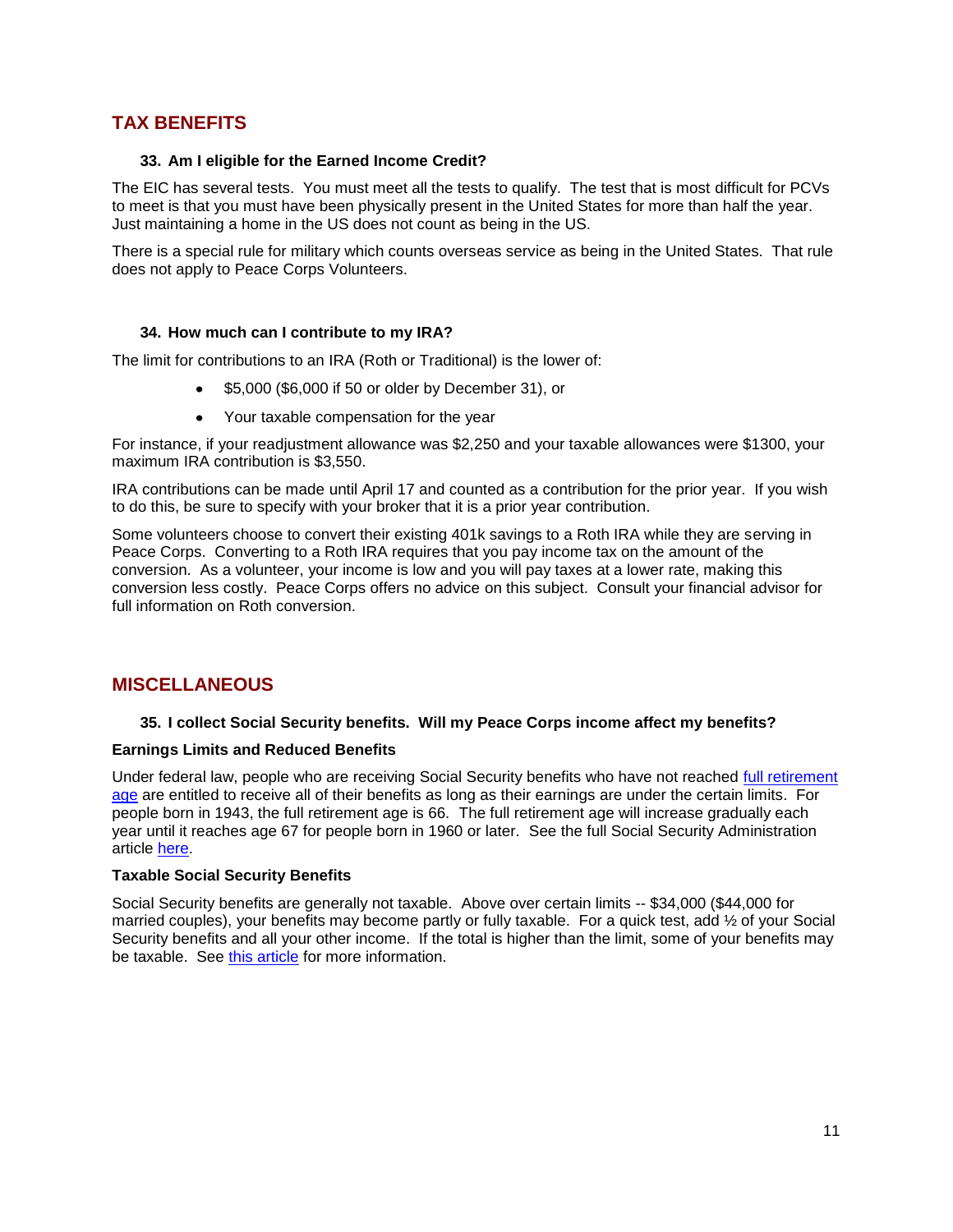## TAX BENEFITS

### 33. Am I eligible for the Earned Income Credit?

The EIC has several tests. You must meet all the tests to qualify. The test that is most difficult for PCVs to meet is that you must have been physically present in the United States for more than half the year. Just maintaining a home in the US does not count as being in the US.

There is a special rule for military which counts overseas service as being in the United States. That rule does not apply to Peace Corps Volunteers.

### 34. How much can I contribute to my IRA?

The limit for contributions to an IRA (Roth or Traditional) is the lower of:

- $5,000 ($6,000 if 50 or older by December 31), or
- Your taxable compensation for the year

For instance, if your readjustment allowance was $2,250 and your taxable allowances were $1300, your maximum IRA contribution is $3,550.

IRA contributions can be made until April 17 and counted as a contribution for the prior year. If you wish to do this, be sure to specify with your broker that it is a prior year contribution.

Some volunteers choose to convert their existing 401k savings to a Roth IRA while they are serving in Peace Corps. Converting to a Roth IRA requires that you pay income tax on the amount of the conversion. As a volunteer, your income is low and you will pay taxes at a lower rate, making this conversion less costly. Peace Corps offers no advice on this subject. Consult your financial advisor for full information on Roth conversion.

## MISCELLANEOUS

### 35. I collect Social Security benefits. Will my Peace Corps income affect my benefits?

**Earnings Limits and Reduced Benefits**

Under federal law, people who are receiving Social Security benefits who have not reached [full retirement age] are entitled to receive all of their benefits as long as their earnings are under the certain limits. For people born in 1943, the full retirement age is 66. The full retirement age will increase gradually each year until it reaches age 67 for people born in 1960 or later. See the full Social Security Administration article [here].

**Taxable Social Security Benefits**

Social Security benefits are generally not taxable. Above over certain limits -- $34,000 ($44,000 for married couples), your benefits may become partly or fully taxable. For a quick test, add ½ of your Social Security benefits and all your other income. If the total is higher than the limit, some of your benefits may be taxable. See [this article] for more information.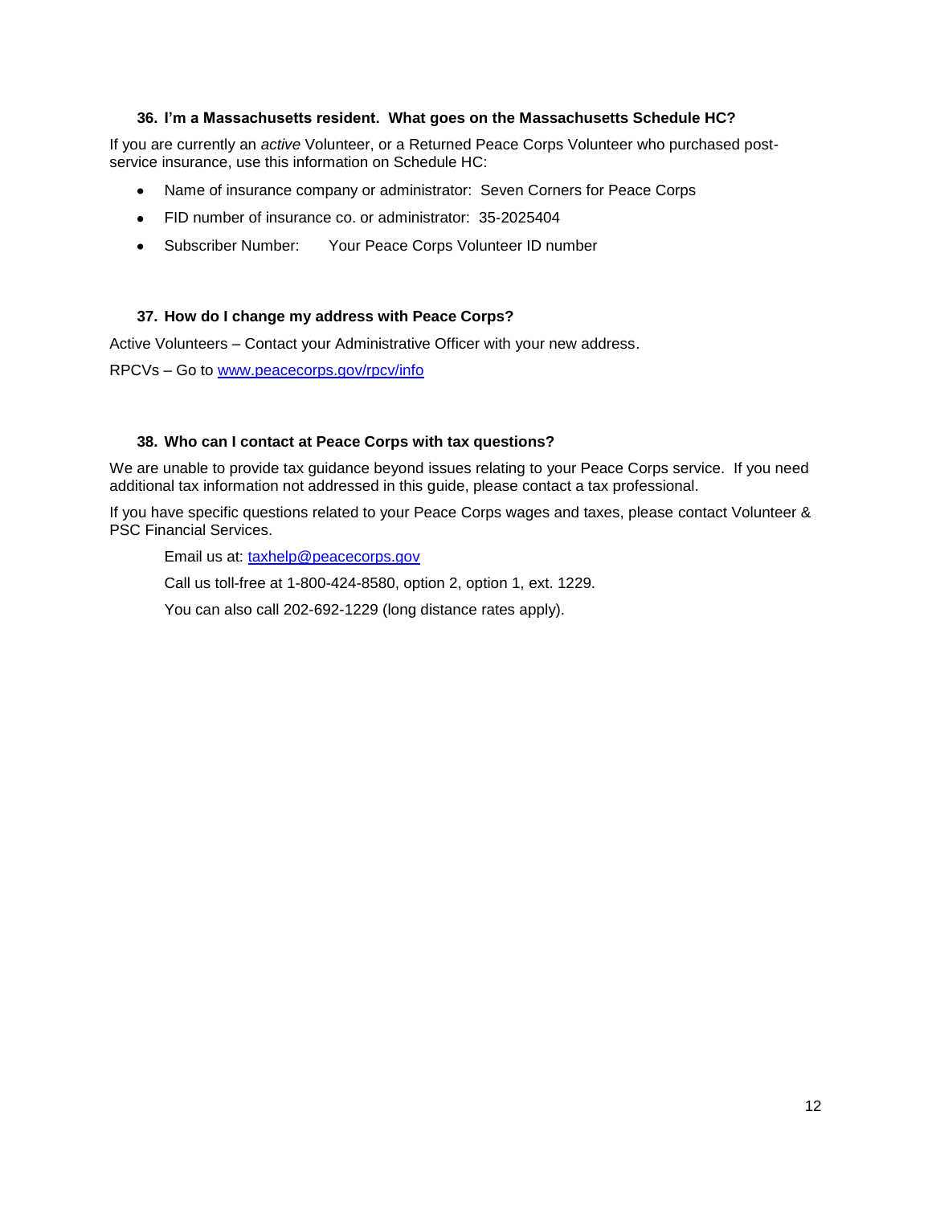### 36. I'm a Massachusetts resident. What goes on the Massachusetts Schedule HC?

If you are currently an *active* Volunteer, or a Returned Peace Corps Volunteer who purchased post-service insurance, use this information on Schedule HC:

- Name of insurance company or administrator: Seven Corners for Peace Corps
- FID number of insurance co. or administrator: 35-2025404
- Subscriber Number: Your Peace Corps Volunteer ID number

### 37. How do I change my address with Peace Corps?

Active Volunteers – Contact your Administrative Officer with your new address.

RPCVs – Go to [www.peacecorps.gov/rpcv/info](http://www.peacecorps.gov/rpcv/info)

### 38. Who can I contact at Peace Corps with tax questions?

We are unable to provide tax guidance beyond issues relating to your Peace Corps service. If you need additional tax information not addressed in this guide, please contact a tax professional.

If you have specific questions related to your Peace Corps wages and taxes, please contact Volunteer & PSC Financial Services.

Email us at: [taxhelp@peacecorps.gov](mailto:taxhelp@peacecorps.gov)

Call us toll-free at 1-800-424-8580, option 2, option 1, ext. 1229.

You can also call 202-692-1229 (long distance rates apply).